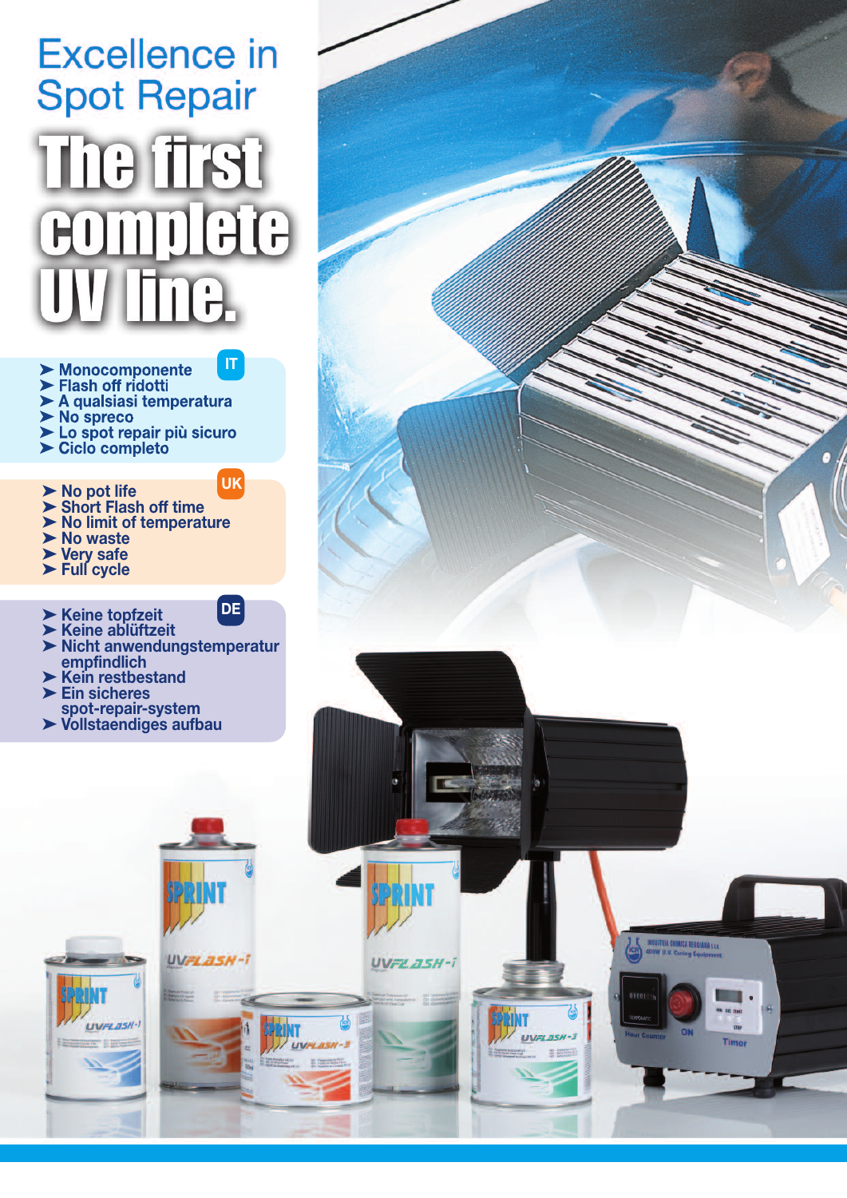# Excellence in Spot Repair

# The first complete UV line.

**IT**

- Monocomponente
- Flash off ridotti
- A qualsiasi temperatura
- No spreco
- Lo spot repair più sicuro
- Ciclo completo

**UK**

- No pot life
- Short Flash off time
- No limit of temperature
- No waste
- Very safe
- Full cycle

**DE**

- Keine topfzeit
- Keine ablüftzeit
- Nicht anwendungstemperatur empfindlich
- Kein restbestand
- Ein sicheres spot-repair-system
- Vollstaendiges aufbau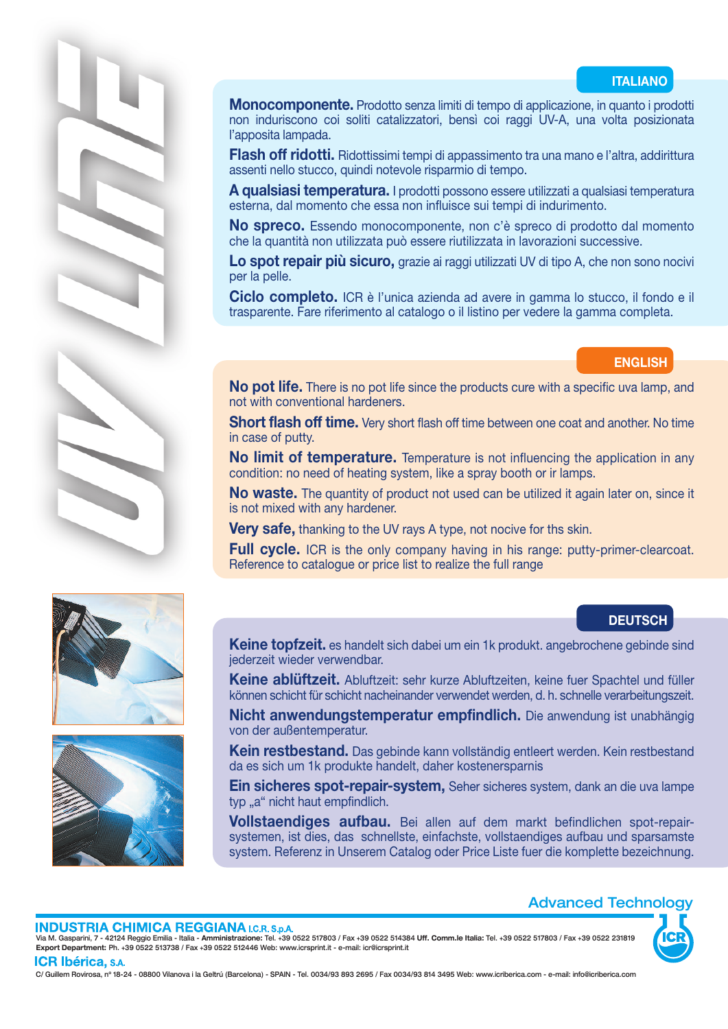# UV LINE

## ITALIANO

**Monocomponente.** Prodotto senza limiti di tempo di applicazione, in quanto i prodotti non induriscono coi soliti catalizzatori, bensì coi raggi UV-A, una volta posizionata l'apposita lampada.

**Flash off ridotti.** Ridottissimi tempi di appassimento tra una mano e l'altra, addirittura assenti nello stucco, quindi notevole risparmio di tempo.

**A qualsiasi temperatura.** I prodotti possono essere utilizzati a qualsiasi temperatura esterna, dal momento che essa non influisce sui tempi di indurimento.

**No spreco.** Essendo monocomponente, non c'è spreco di prodotto dal momento che la quantità non utilizzata può essere riutilizzata in lavorazioni successive.

**Lo spot repair più sicuro,** grazie ai raggi utilizzati UV di tipo A, che non sono nocivi per la pelle.

**Ciclo completo.** ICR è l'unica azienda ad avere in gamma lo stucco, il fondo e il trasparente. Fare riferimento al catalogo o il listino per vedere la gamma completa.

## ENGLISH

**No pot life.** There is no pot life since the products cure with a specific uva lamp, and not with conventional hardeners.

**Short flash off time.** Very short flash off time between one coat and another. No time in case of putty.

**No limit of temperature.** Temperature is not influencing the application in any condition: no need of heating system, like a spray booth or ir lamps.

**No waste.** The quantity of product not used can be utilized it again later on, since it is not mixed with any hardener.

**Very safe,** thanking to the UV rays A type, not nocive for ths skin.

**Full cycle.** ICR is the only company having in his range: putty-primer-clearcoat. Reference to catalogue or price list to realize the full range

## DEUTSCH

**Keine topfzeit.** es handelt sich dabei um ein 1k produkt. angebrochene gebinde sind jederzeit wieder verwendbar.

**Keine ablüftzeit.** Abluftzeit: sehr kurze Abluftzeiten, keine fuer Spachtel und füller können schicht für schicht nacheinander verwendet werden, d. h. schnelle verarbeitungszeit.

**Nicht anwendungstemperatur empfindlich.** Die anwendung ist unabhängig von der außentemperatur.

**Kein restbestand.** Das gebinde kann vollständig entleert werden. Kein restbestand da es sich um 1k produkte handelt, daher kostenersparnis

**Ein sicheres spot-repair-system,** Seher sicheres system, dank an die uva lampe typ „a" nicht haut empfindlich.

**Vollstaendiges aufbau.** Bei allen auf dem markt befindlichen spot-repair-systemen, ist dies, das schnellste, einfachste, vollstaendiges aufbau und sparsamste system. Referenz in Unserem Catalog oder Price Liste fuer die komplette bezeichnung.

Advanced Technology

**INDUSTRIA CHIMICA REGGIANA I.C.R. S.p.A.**
Via M. Gasparini, 7 - 42124 Reggio Emilia - Italia - **Amministrazione:** Tel. +39 0522 517803 / Fax +39 0522 514384 **Uff. Comm.le Italia:** Tel. +39 0522 517803 / Fax +39 0522 231819
**Export Department:** Ph. +39 0522 513738 / Fax +39 0522 512446 Web: www.icrsprint.it - e-mail: icr@icrsprint.it

**ICR Ibérica, S.A.**
C/ Guillem Rovirosa, nº 18-24 - 08800 Vilanova i la Geltrú (Barcelona) - SPAIN - Tel. 0034/93 893 2695 / Fax 0034/93 814 3495 Web: www.icriberica.com - e-mail: info@icriberica.com

ICR